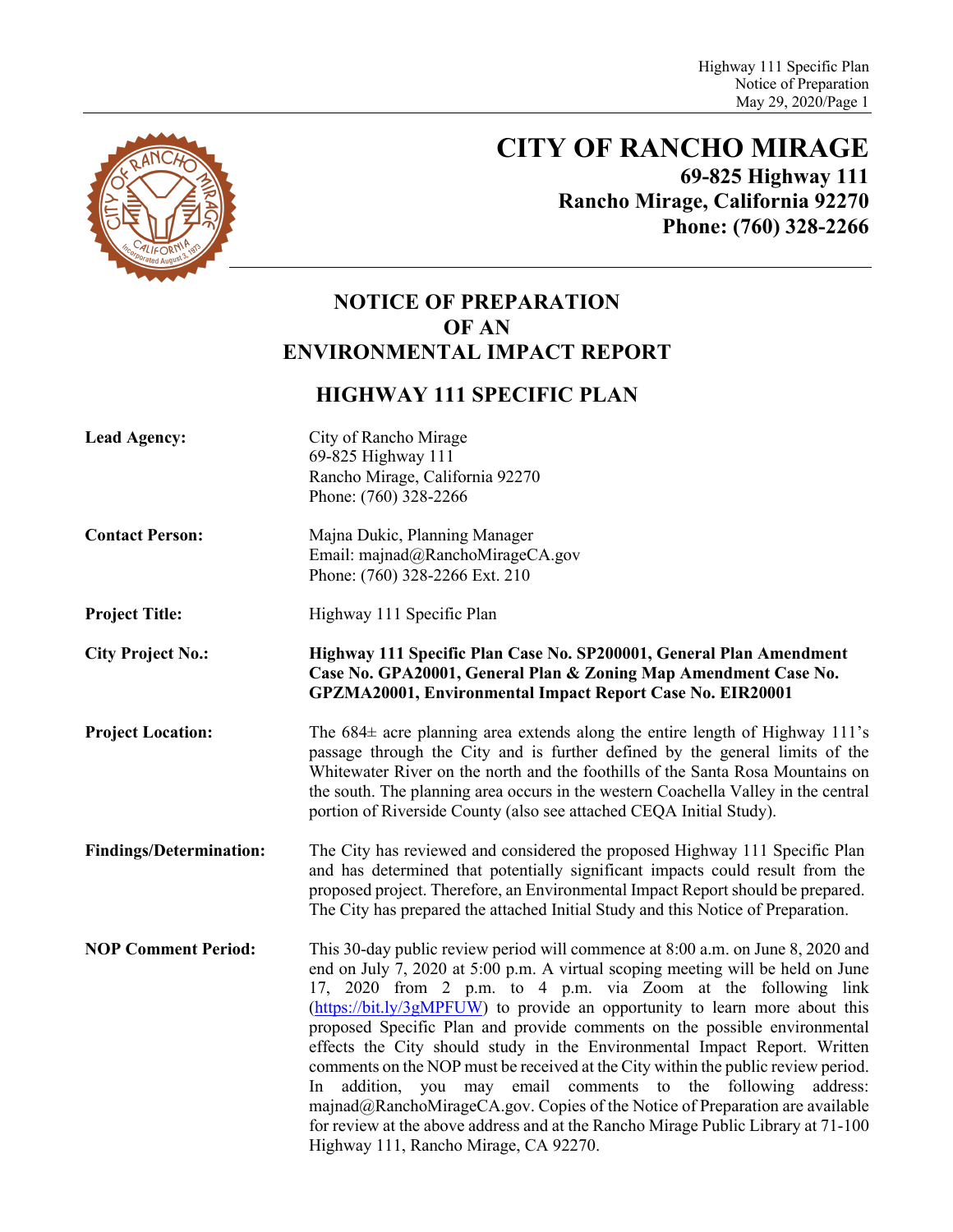# CITY OF RANCHO MIRAGE

**69-825 Highway 111**
**Rancho Mirage, California 92270**
**Phone: (760) 328-2266**

## NOTICE OF PREPARATION OF AN ENVIRONMENTAL IMPACT REPORT

## HIGHWAY 111 SPECIFIC PLAN

**Lead Agency:** City of Rancho Mirage
69-825 Highway 111
Rancho Mirage, California 92270
Phone: (760) 328-2266

**Contact Person:** Majna Dukic, Planning Manager
Email: majnad@RanchoMirageCA.gov
Phone: (760) 328-2266 Ext. 210

**Project Title:** Highway 111 Specific Plan

**City Project No.:** **Highway 111 Specific Plan Case No. SP200001, General Plan Amendment Case No. GPA20001, General Plan & Zoning Map Amendment Case No. GPZMA20001, Environmental Impact Report Case No. EIR20001**

**Project Location:** The 684± acre planning area extends along the entire length of Highway 111's passage through the City and is further defined by the general limits of the Whitewater River on the north and the foothills of the Santa Rosa Mountains on the south. The planning area occurs in the western Coachella Valley in the central portion of Riverside County (also see attached CEQA Initial Study).

**Findings/Determination:** The City has reviewed and considered the proposed Highway 111 Specific Plan and has determined that potentially significant impacts could result from the proposed project. Therefore, an Environmental Impact Report should be prepared. The City has prepared the attached Initial Study and this Notice of Preparation.

**NOP Comment Period:** This 30-day public review period will commence at 8:00 a.m. on June 8, 2020 and end on July 7, 2020 at 5:00 p.m. A virtual scoping meeting will be held on June 17, 2020 from 2 p.m. to 4 p.m. via Zoom at the following link (https://bit.ly/3gMPFUW) to provide an opportunity to learn more about this proposed Specific Plan and provide comments on the possible environmental effects the City should study in the Environmental Impact Report. Written comments on the NOP must be received at the City within the public review period. In addition, you may email comments to the following address: majnad@RanchoMirageCA.gov. Copies of the Notice of Preparation are available for review at the above address and at the Rancho Mirage Public Library at 71-100 Highway 111, Rancho Mirage, CA 92270.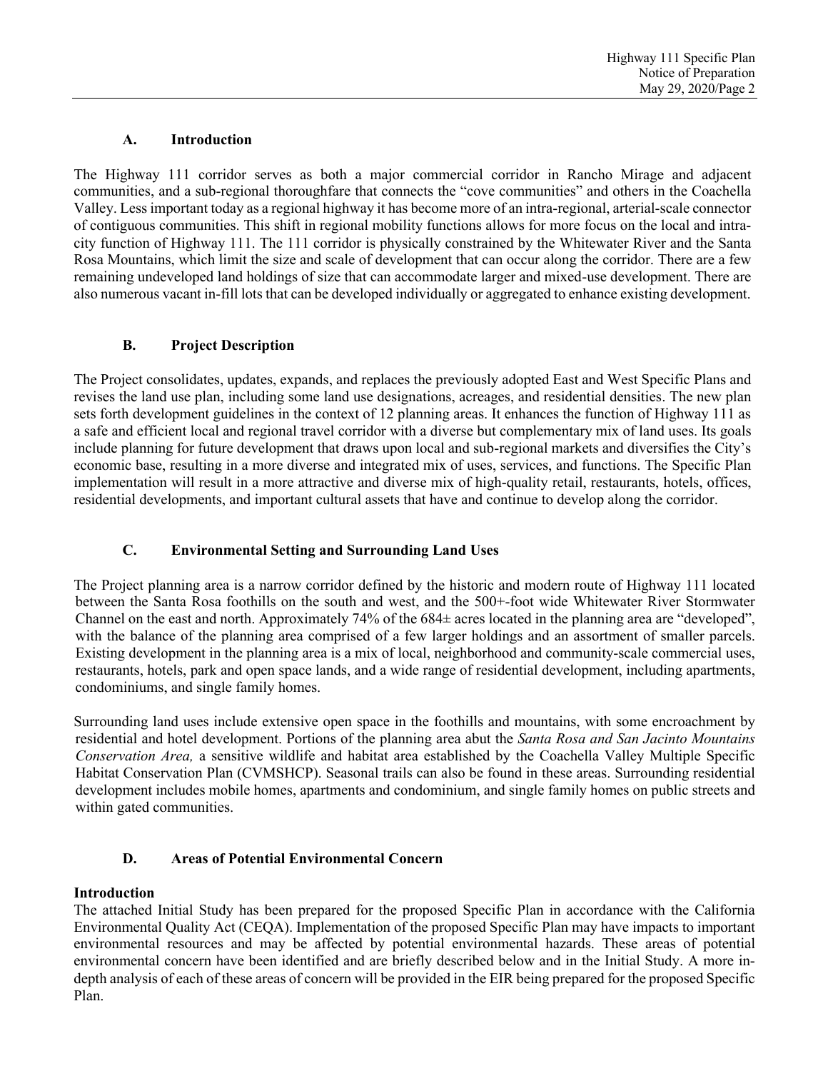## A. Introduction

The Highway 111 corridor serves as both a major commercial corridor in Rancho Mirage and adjacent communities, and a sub-regional thoroughfare that connects the "cove communities" and others in the Coachella Valley. Less important today as a regional highway it has become more of an intra-regional, arterial-scale connector of contiguous communities. This shift in regional mobility functions allows for more focus on the local and intra-city function of Highway 111. The 111 corridor is physically constrained by the Whitewater River and the Santa Rosa Mountains, which limit the size and scale of development that can occur along the corridor. There are a few remaining undeveloped land holdings of size that can accommodate larger and mixed-use development. There are also numerous vacant in-fill lots that can be developed individually or aggregated to enhance existing development.

## B. Project Description

The Project consolidates, updates, expands, and replaces the previously adopted East and West Specific Plans and revises the land use plan, including some land use designations, acreages, and residential densities. The new plan sets forth development guidelines in the context of 12 planning areas. It enhances the function of Highway 111 as a safe and efficient local and regional travel corridor with a diverse but complementary mix of land uses. Its goals include planning for future development that draws upon local and sub-regional markets and diversifies the City's economic base, resulting in a more diverse and integrated mix of uses, services, and functions. The Specific Plan implementation will result in a more attractive and diverse mix of high-quality retail, restaurants, hotels, offices, residential developments, and important cultural assets that have and continue to develop along the corridor.

## C. Environmental Setting and Surrounding Land Uses

The Project planning area is a narrow corridor defined by the historic and modern route of Highway 111 located between the Santa Rosa foothills on the south and west, and the 500+-foot wide Whitewater River Stormwater Channel on the east and north. Approximately 74% of the 684± acres located in the planning area are "developed", with the balance of the planning area comprised of a few larger holdings and an assortment of smaller parcels. Existing development in the planning area is a mix of local, neighborhood and community-scale commercial uses, restaurants, hotels, park and open space lands, and a wide range of residential development, including apartments, condominiums, and single family homes.

Surrounding land uses include extensive open space in the foothills and mountains, with some encroachment by residential and hotel development. Portions of the planning area abut the *Santa Rosa and San Jacinto Mountains Conservation Area,* a sensitive wildlife and habitat area established by the Coachella Valley Multiple Specific Habitat Conservation Plan (CVMSHCP). Seasonal trails can also be found in these areas. Surrounding residential development includes mobile homes, apartments and condominium, and single family homes on public streets and within gated communities.

## D. Areas of Potential Environmental Concern

**Introduction**

The attached Initial Study has been prepared for the proposed Specific Plan in accordance with the California Environmental Quality Act (CEQA). Implementation of the proposed Specific Plan may have impacts to important environmental resources and may be affected by potential environmental hazards. These areas of potential environmental concern have been identified and are briefly described below and in the Initial Study. A more in-depth analysis of each of these areas of concern will be provided in the EIR being prepared for the proposed Specific Plan.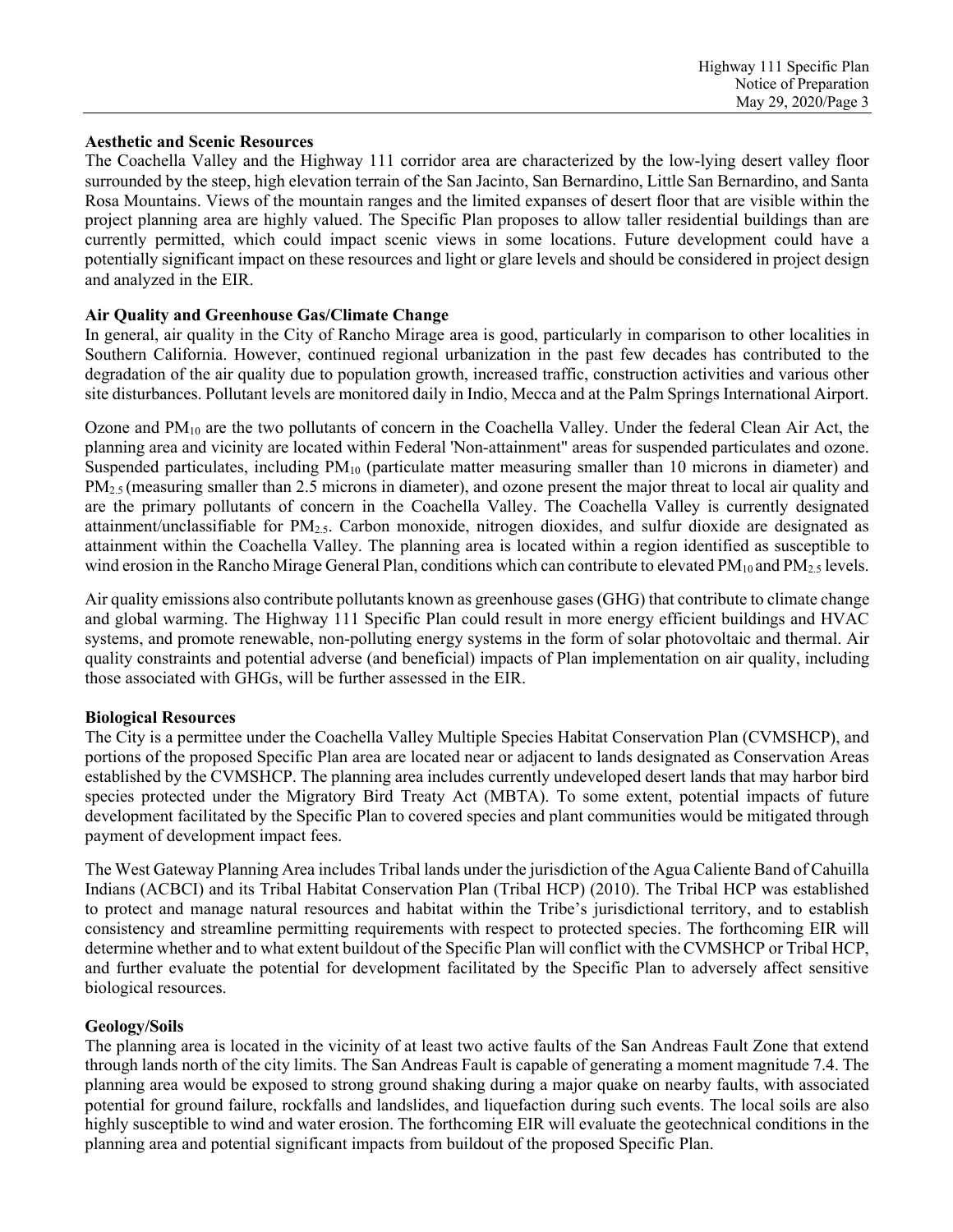**Aesthetic and Scenic Resources**

The Coachella Valley and the Highway 111 corridor area are characterized by the low-lying desert valley floor surrounded by the steep, high elevation terrain of the San Jacinto, San Bernardino, Little San Bernardino, and Santa Rosa Mountains. Views of the mountain ranges and the limited expanses of desert floor that are visible within the project planning area are highly valued. The Specific Plan proposes to allow taller residential buildings than are currently permitted, which could impact scenic views in some locations. Future development could have a potentially significant impact on these resources and light or glare levels and should be considered in project design and analyzed in the EIR.

**Air Quality and Greenhouse Gas/Climate Change**

In general, air quality in the City of Rancho Mirage area is good, particularly in comparison to other localities in Southern California. However, continued regional urbanization in the past few decades has contributed to the degradation of the air quality due to population growth, increased traffic, construction activities and various other site disturbances. Pollutant levels are monitored daily in Indio, Mecca and at the Palm Springs International Airport.

Ozone and $PM_{10}$ are the two pollutants of concern in the Coachella Valley. Under the federal Clean Air Act, the planning area and vicinity are located within Federal 'Non-attainment" areas for suspended particulates and ozone. Suspended particulates, including $PM_{10}$ (particulate matter measuring smaller than 10 microns in diameter) and $PM_{2.5}$ (measuring smaller than 2.5 microns in diameter), and ozone present the major threat to local air quality and are the primary pollutants of concern in the Coachella Valley. The Coachella Valley is currently designated attainment/unclassifiable for $PM_{2.5}$. Carbon monoxide, nitrogen dioxides, and sulfur dioxide are designated as attainment within the Coachella Valley. The planning area is located within a region identified as susceptible to wind erosion in the Rancho Mirage General Plan, conditions which can contribute to elevated $PM_{10}$ and $PM_{2.5}$ levels.

Air quality emissions also contribute pollutants known as greenhouse gases (GHG) that contribute to climate change and global warming. The Highway 111 Specific Plan could result in more energy efficient buildings and HVAC systems, and promote renewable, non-polluting energy systems in the form of solar photovoltaic and thermal. Air quality constraints and potential adverse (and beneficial) impacts of Plan implementation on air quality, including those associated with GHGs, will be further assessed in the EIR.

**Biological Resources**

The City is a permittee under the Coachella Valley Multiple Species Habitat Conservation Plan (CVMSHCP), and portions of the proposed Specific Plan area are located near or adjacent to lands designated as Conservation Areas established by the CVMSHCP. The planning area includes currently undeveloped desert lands that may harbor bird species protected under the Migratory Bird Treaty Act (MBTA). To some extent, potential impacts of future development facilitated by the Specific Plan to covered species and plant communities would be mitigated through payment of development impact fees.

The West Gateway Planning Area includes Tribal lands under the jurisdiction of the Agua Caliente Band of Cahuilla Indians (ACBCI) and its Tribal Habitat Conservation Plan (Tribal HCP) (2010). The Tribal HCP was established to protect and manage natural resources and habitat within the Tribe's jurisdictional territory, and to establish consistency and streamline permitting requirements with respect to protected species. The forthcoming EIR will determine whether and to what extent buildout of the Specific Plan will conflict with the CVMSHCP or Tribal HCP, and further evaluate the potential for development facilitated by the Specific Plan to adversely affect sensitive biological resources.

**Geology/Soils**

The planning area is located in the vicinity of at least two active faults of the San Andreas Fault Zone that extend through lands north of the city limits. The San Andreas Fault is capable of generating a moment magnitude 7.4. The planning area would be exposed to strong ground shaking during a major quake on nearby faults, with associated potential for ground failure, rockfalls and landslides, and liquefaction during such events. The local soils are also highly susceptible to wind and water erosion. The forthcoming EIR will evaluate the geotechnical conditions in the planning area and potential significant impacts from buildout of the proposed Specific Plan.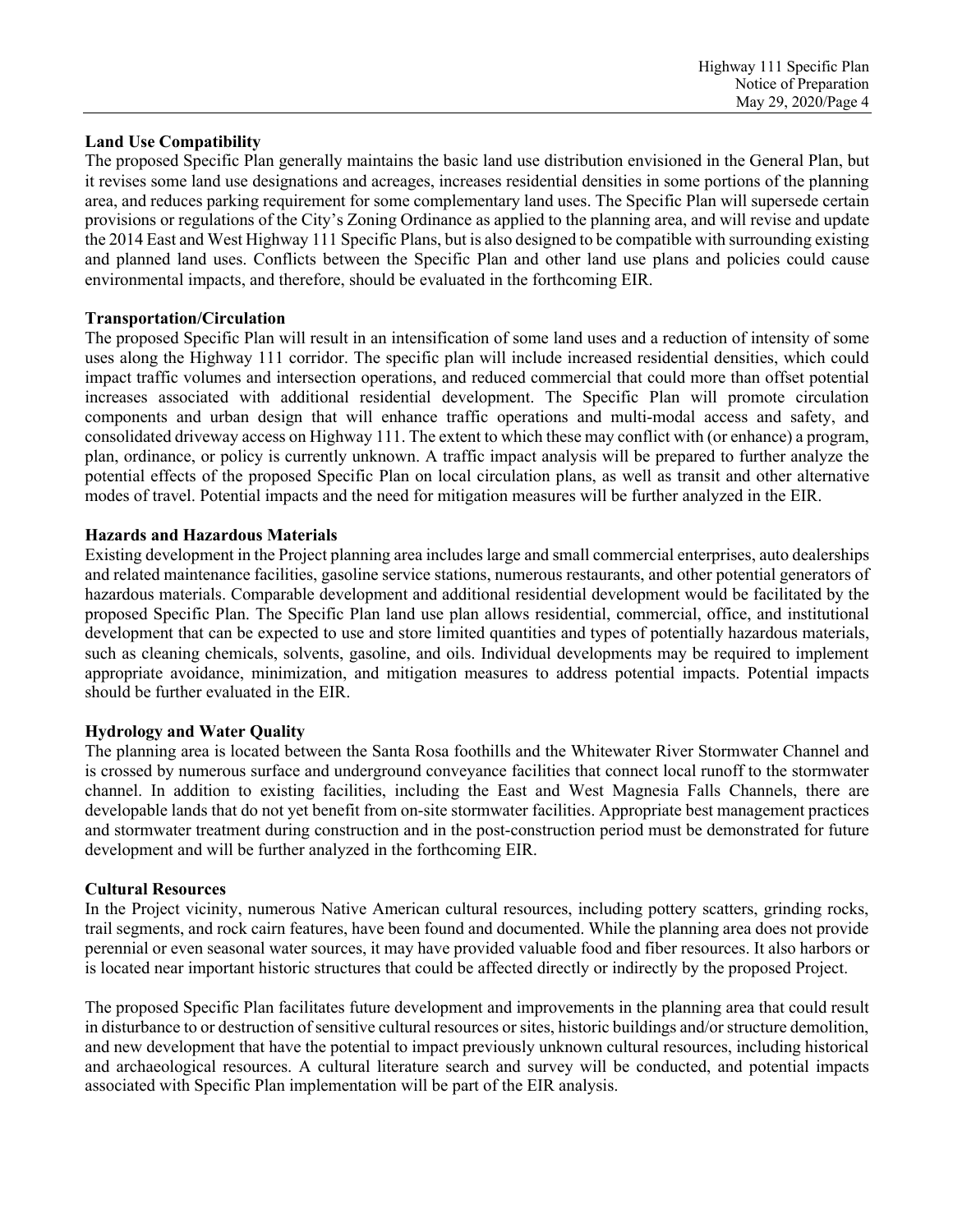**Land Use Compatibility**

The proposed Specific Plan generally maintains the basic land use distribution envisioned in the General Plan, but it revises some land use designations and acreages, increases residential densities in some portions of the planning area, and reduces parking requirement for some complementary land uses. The Specific Plan will supersede certain provisions or regulations of the City's Zoning Ordinance as applied to the planning area, and will revise and update the 2014 East and West Highway 111 Specific Plans, but is also designed to be compatible with surrounding existing and planned land uses. Conflicts between the Specific Plan and other land use plans and policies could cause environmental impacts, and therefore, should be evaluated in the forthcoming EIR.

**Transportation/Circulation**

The proposed Specific Plan will result in an intensification of some land uses and a reduction of intensity of some uses along the Highway 111 corridor. The specific plan will include increased residential densities, which could impact traffic volumes and intersection operations, and reduced commercial that could more than offset potential increases associated with additional residential development. The Specific Plan will promote circulation components and urban design that will enhance traffic operations and multi-modal access and safety, and consolidated driveway access on Highway 111. The extent to which these may conflict with (or enhance) a program, plan, ordinance, or policy is currently unknown. A traffic impact analysis will be prepared to further analyze the potential effects of the proposed Specific Plan on local circulation plans, as well as transit and other alternative modes of travel. Potential impacts and the need for mitigation measures will be further analyzed in the EIR.

**Hazards and Hazardous Materials**

Existing development in the Project planning area includes large and small commercial enterprises, auto dealerships and related maintenance facilities, gasoline service stations, numerous restaurants, and other potential generators of hazardous materials. Comparable development and additional residential development would be facilitated by the proposed Specific Plan. The Specific Plan land use plan allows residential, commercial, office, and institutional development that can be expected to use and store limited quantities and types of potentially hazardous materials, such as cleaning chemicals, solvents, gasoline, and oils. Individual developments may be required to implement appropriate avoidance, minimization, and mitigation measures to address potential impacts. Potential impacts should be further evaluated in the EIR.

**Hydrology and Water Quality**

The planning area is located between the Santa Rosa foothills and the Whitewater River Stormwater Channel and is crossed by numerous surface and underground conveyance facilities that connect local runoff to the stormwater channel. In addition to existing facilities, including the East and West Magnesia Falls Channels, there are developable lands that do not yet benefit from on-site stormwater facilities. Appropriate best management practices and stormwater treatment during construction and in the post-construction period must be demonstrated for future development and will be further analyzed in the forthcoming EIR.

**Cultural Resources**

In the Project vicinity, numerous Native American cultural resources, including pottery scatters, grinding rocks, trail segments, and rock cairn features, have been found and documented. While the planning area does not provide perennial or even seasonal water sources, it may have provided valuable food and fiber resources. It also harbors or is located near important historic structures that could be affected directly or indirectly by the proposed Project.

The proposed Specific Plan facilitates future development and improvements in the planning area that could result in disturbance to or destruction of sensitive cultural resources or sites, historic buildings and/or structure demolition, and new development that have the potential to impact previously unknown cultural resources, including historical and archaeological resources. A cultural literature search and survey will be conducted, and potential impacts associated with Specific Plan implementation will be part of the EIR analysis.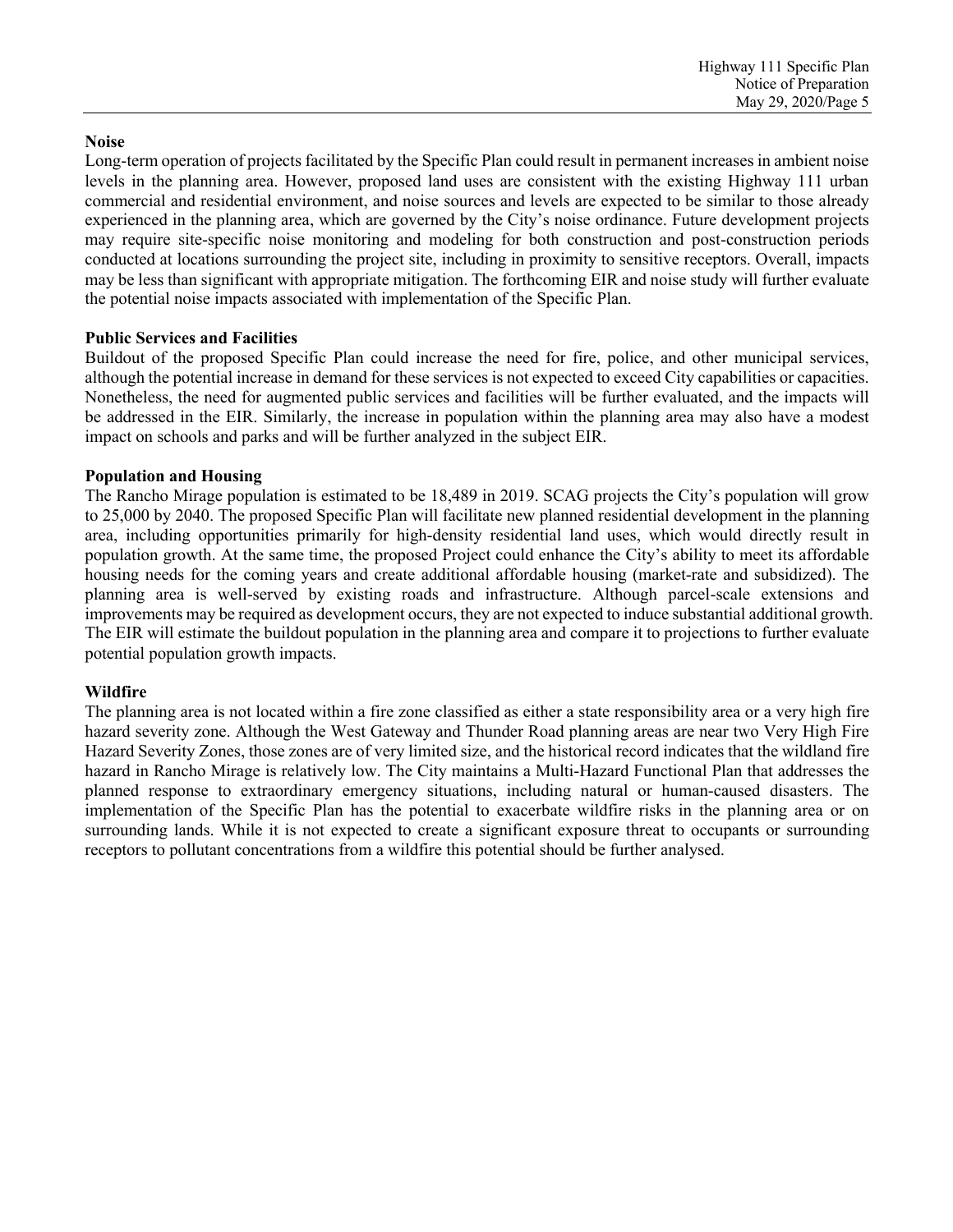**Noise**

Long-term operation of projects facilitated by the Specific Plan could result in permanent increases in ambient noise levels in the planning area. However, proposed land uses are consistent with the existing Highway 111 urban commercial and residential environment, and noise sources and levels are expected to be similar to those already experienced in the planning area, which are governed by the City's noise ordinance. Future development projects may require site-specific noise monitoring and modeling for both construction and post-construction periods conducted at locations surrounding the project site, including in proximity to sensitive receptors. Overall, impacts may be less than significant with appropriate mitigation. The forthcoming EIR and noise study will further evaluate the potential noise impacts associated with implementation of the Specific Plan.

**Public Services and Facilities**

Buildout of the proposed Specific Plan could increase the need for fire, police, and other municipal services, although the potential increase in demand for these services is not expected to exceed City capabilities or capacities. Nonetheless, the need for augmented public services and facilities will be further evaluated, and the impacts will be addressed in the EIR. Similarly, the increase in population within the planning area may also have a modest impact on schools and parks and will be further analyzed in the subject EIR.

**Population and Housing**

The Rancho Mirage population is estimated to be 18,489 in 2019. SCAG projects the City's population will grow to 25,000 by 2040. The proposed Specific Plan will facilitate new planned residential development in the planning area, including opportunities primarily for high-density residential land uses, which would directly result in population growth. At the same time, the proposed Project could enhance the City's ability to meet its affordable housing needs for the coming years and create additional affordable housing (market-rate and subsidized). The planning area is well-served by existing roads and infrastructure. Although parcel-scale extensions and improvements may be required as development occurs, they are not expected to induce substantial additional growth. The EIR will estimate the buildout population in the planning area and compare it to projections to further evaluate potential population growth impacts.

**Wildfire**

The planning area is not located within a fire zone classified as either a state responsibility area or a very high fire hazard severity zone. Although the West Gateway and Thunder Road planning areas are near two Very High Fire Hazard Severity Zones, those zones are of very limited size, and the historical record indicates that the wildland fire hazard in Rancho Mirage is relatively low. The City maintains a Multi-Hazard Functional Plan that addresses the planned response to extraordinary emergency situations, including natural or human-caused disasters. The implementation of the Specific Plan has the potential to exacerbate wildfire risks in the planning area or on surrounding lands. While it is not expected to create a significant exposure threat to occupants or surrounding receptors to pollutant concentrations from a wildfire this potential should be further analysed.